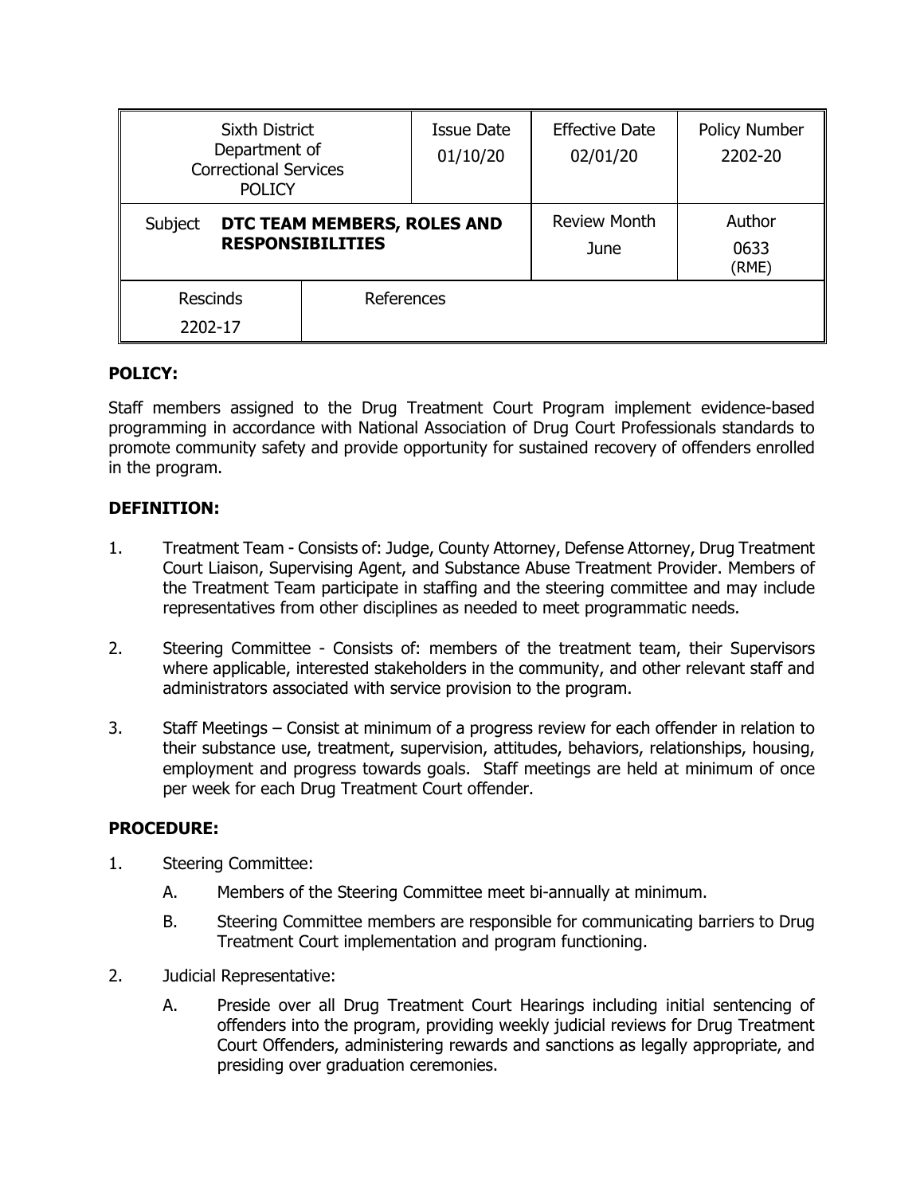| Sixth District Department of Correctional Services POLICY | | Issue Date 01/10/20 | Effective Date 02/01/20 | Policy Number 2202-20 |
|---|---|---|---|---|
| Subject **DTC TEAM MEMBERS, ROLES AND RESPONSIBILITIES** | | | Review Month June | Author 0633 (RME) |
| Rescinds 2202-17 | References | | | |

**POLICY:**

Staff members assigned to the Drug Treatment Court Program implement evidence-based programming in accordance with National Association of Drug Court Professionals standards to promote community safety and provide opportunity for sustained recovery of offenders enrolled in the program.

**DEFINITION:**

1. Treatment Team - Consists of: Judge, County Attorney, Defense Attorney, Drug Treatment Court Liaison, Supervising Agent, and Substance Abuse Treatment Provider. Members of the Treatment Team participate in staffing and the steering committee and may include representatives from other disciplines as needed to meet programmatic needs.

2. Steering Committee - Consists of: members of the treatment team, their Supervisors where applicable, interested stakeholders in the community, and other relevant staff and administrators associated with service provision to the program.

3. Staff Meetings – Consist at minimum of a progress review for each offender in relation to their substance use, treatment, supervision, attitudes, behaviors, relationships, housing, employment and progress towards goals. Staff meetings are held at minimum of once per week for each Drug Treatment Court offender.

**PROCEDURE:**

1. Steering Committee:

   A. Members of the Steering Committee meet bi-annually at minimum.

   B. Steering Committee members are responsible for communicating barriers to Drug Treatment Court implementation and program functioning.

2. Judicial Representative:

   A. Preside over all Drug Treatment Court Hearings including initial sentencing of offenders into the program, providing weekly judicial reviews for Drug Treatment Court Offenders, administering rewards and sanctions as legally appropriate, and presiding over graduation ceremonies.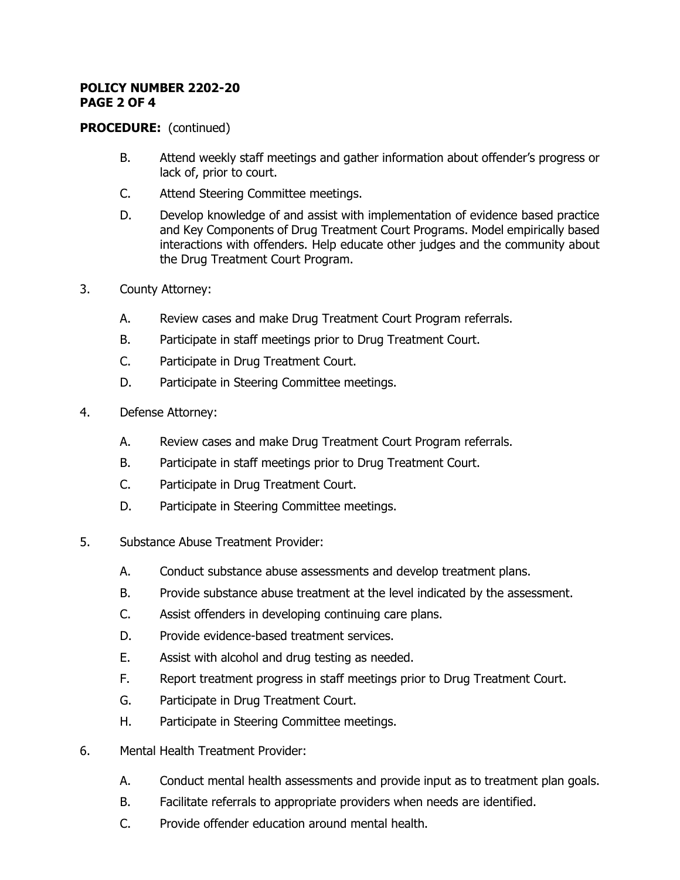**PROCEDURE:** (continued)

B. Attend weekly staff meetings and gather information about offender's progress or lack of, prior to court.

C. Attend Steering Committee meetings.

D. Develop knowledge of and assist with implementation of evidence based practice and Key Components of Drug Treatment Court Programs. Model empirically based interactions with offenders. Help educate other judges and the community about the Drug Treatment Court Program.

3. County Attorney:

   A. Review cases and make Drug Treatment Court Program referrals.

   B. Participate in staff meetings prior to Drug Treatment Court.

   C. Participate in Drug Treatment Court.

   D. Participate in Steering Committee meetings.

4. Defense Attorney:

   A. Review cases and make Drug Treatment Court Program referrals.

   B. Participate in staff meetings prior to Drug Treatment Court.

   C. Participate in Drug Treatment Court.

   D. Participate in Steering Committee meetings.

5. Substance Abuse Treatment Provider:

   A. Conduct substance abuse assessments and develop treatment plans.

   B. Provide substance abuse treatment at the level indicated by the assessment.

   C. Assist offenders in developing continuing care plans.

   D. Provide evidence-based treatment services.

   E. Assist with alcohol and drug testing as needed.

   F. Report treatment progress in staff meetings prior to Drug Treatment Court.

   G. Participate in Drug Treatment Court.

   H. Participate in Steering Committee meetings.

6. Mental Health Treatment Provider:

   A. Conduct mental health assessments and provide input as to treatment plan goals.

   B. Facilitate referrals to appropriate providers when needs are identified.

   C. Provide offender education around mental health.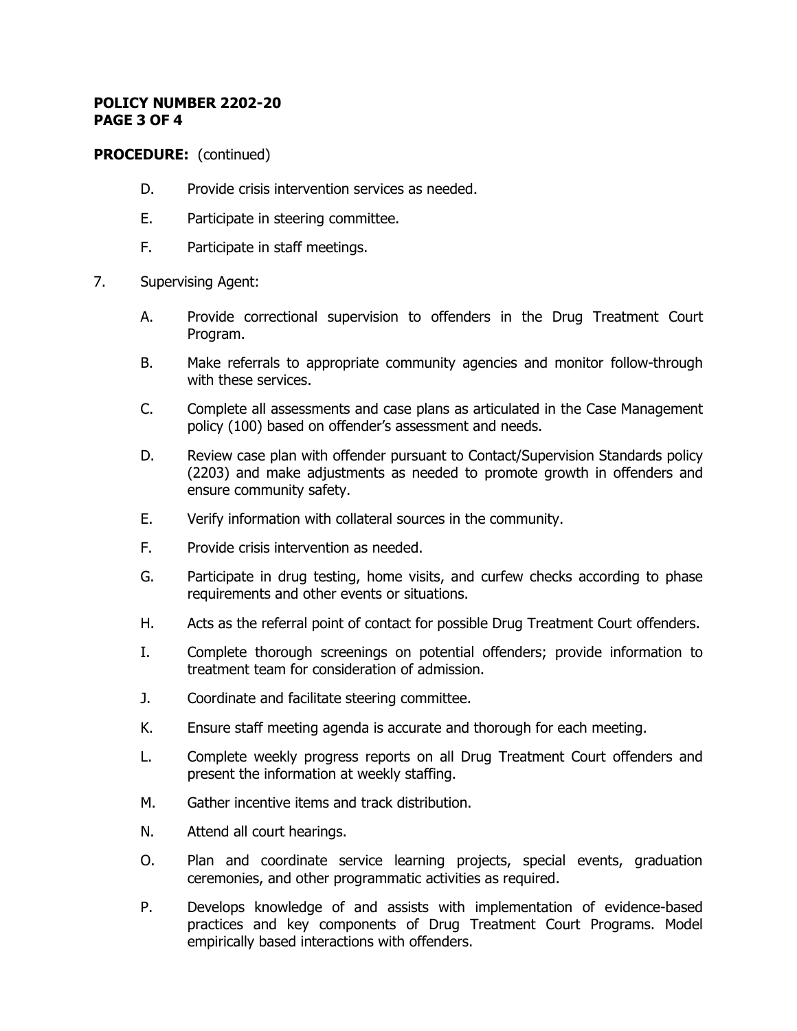**POLICY NUMBER 2202-20**

**PROCEDURE:** (continued)

D. Provide crisis intervention services as needed.

E. Participate in steering committee.

F. Participate in staff meetings.

7. Supervising Agent:

   A. Provide correctional supervision to offenders in the Drug Treatment Court Program.

   B. Make referrals to appropriate community agencies and monitor follow-through with these services.

   C. Complete all assessments and case plans as articulated in the Case Management policy (100) based on offender's assessment and needs.

   D. Review case plan with offender pursuant to Contact/Supervision Standards policy (2203) and make adjustments as needed to promote growth in offenders and ensure community safety.

   E. Verify information with collateral sources in the community.

   F. Provide crisis intervention as needed.

   G. Participate in drug testing, home visits, and curfew checks according to phase requirements and other events or situations.

   H. Acts as the referral point of contact for possible Drug Treatment Court offenders.

   I. Complete thorough screenings on potential offenders; provide information to treatment team for consideration of admission.

   J. Coordinate and facilitate steering committee.

   K. Ensure staff meeting agenda is accurate and thorough for each meeting.

   L. Complete weekly progress reports on all Drug Treatment Court offenders and present the information at weekly staffing.

   M. Gather incentive items and track distribution.

   N. Attend all court hearings.

   O. Plan and coordinate service learning projects, special events, graduation ceremonies, and other programmatic activities as required.

   P. Develops knowledge of and assists with implementation of evidence-based practices and key components of Drug Treatment Court Programs. Model empirically based interactions with offenders.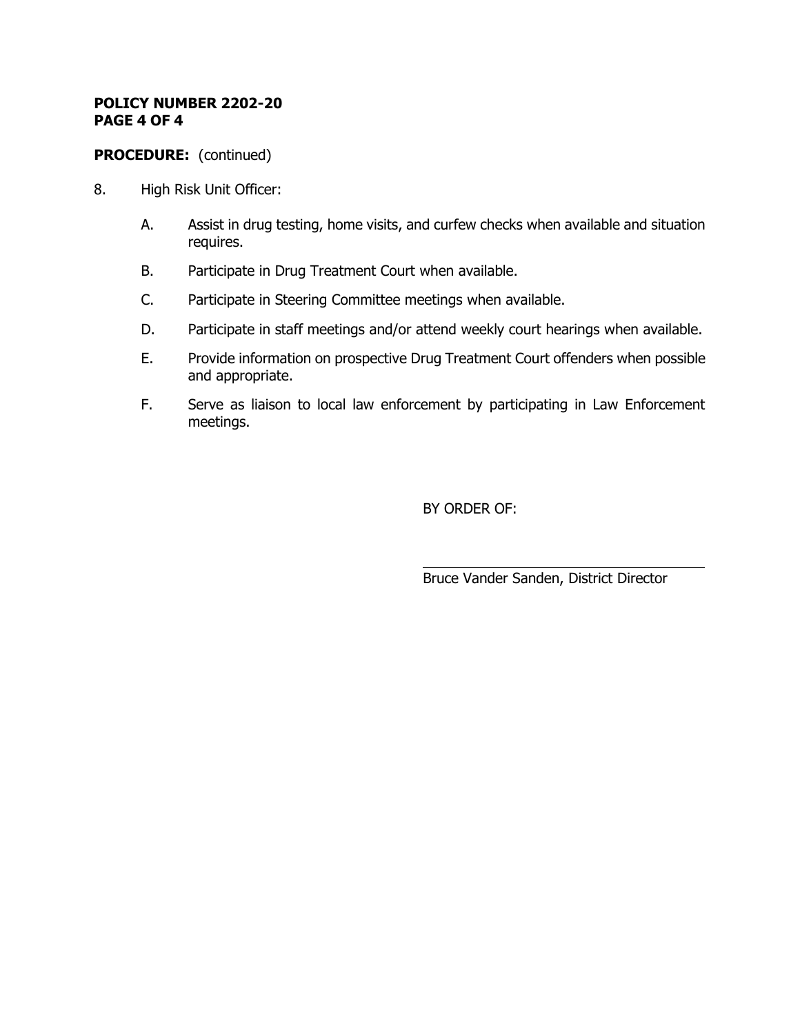**PROCEDURE:** (continued)

8. High Risk Unit Officer:

   A. Assist in drug testing, home visits, and curfew checks when available and situation requires.

   B. Participate in Drug Treatment Court when available.

   C. Participate in Steering Committee meetings when available.

   D. Participate in staff meetings and/or attend weekly court hearings when available.

   E. Provide information on prospective Drug Treatment Court offenders when possible and appropriate.

   F. Serve as liaison to local law enforcement by participating in Law Enforcement meetings.

BY ORDER OF:

Bruce Vander Sanden, District Director